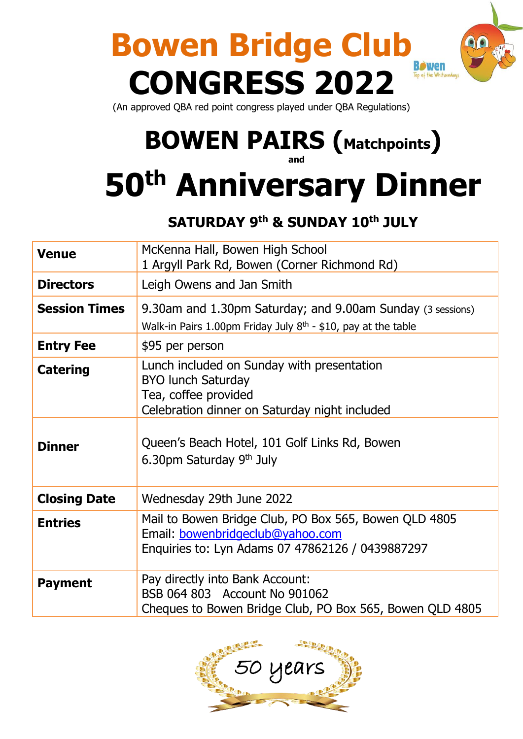# Bowen Bridge Club CONGRESS 2022

(An approved QBA red point congress played under QBA Regulations)

# BOWEN PAIRS (Matchpoints)

**and**

# 50th Anniversary Dinner

**SATURDAY 9th & SUNDAY 10th JULY**

| | |
|---|---|
| **Venue** | McKenna Hall, Bowen High School<br>1 Argyll Park Rd, Bowen (Corner Richmond Rd) |
| **Directors** | Leigh Owens and Jan Smith |
| **Session Times** | 9.30am and 1.30pm Saturday; and 9.00am Sunday (3 sessions)<br>Walk-in Pairs 1.00pm Friday July 8th - $10, pay at the table |
| **Entry Fee** | $95 per person |
| **Catering** | Lunch included on Sunday with presentation<br>BYO lunch Saturday<br>Tea, coffee provided<br>Celebration dinner on Saturday night included |
| **Dinner** | Queen's Beach Hotel, 101 Golf Links Rd, Bowen<br>6.30pm Saturday 9th July |
| **Closing Date** | Wednesday 29th June 2022 |
| **Entries** | Mail to Bowen Bridge Club, PO Box 565, Bowen QLD 4805<br>Email: bowenbridgeclub@yahoo.com<br>Enquiries to: Lyn Adams 07 47862126 / 0439887297 |
| **Payment** | Pay directly into Bank Account:<br>BSB 064 803 Account No 901062<br>Cheques to Bowen Bridge Club, PO Box 565, Bowen QLD 4805 |

50 years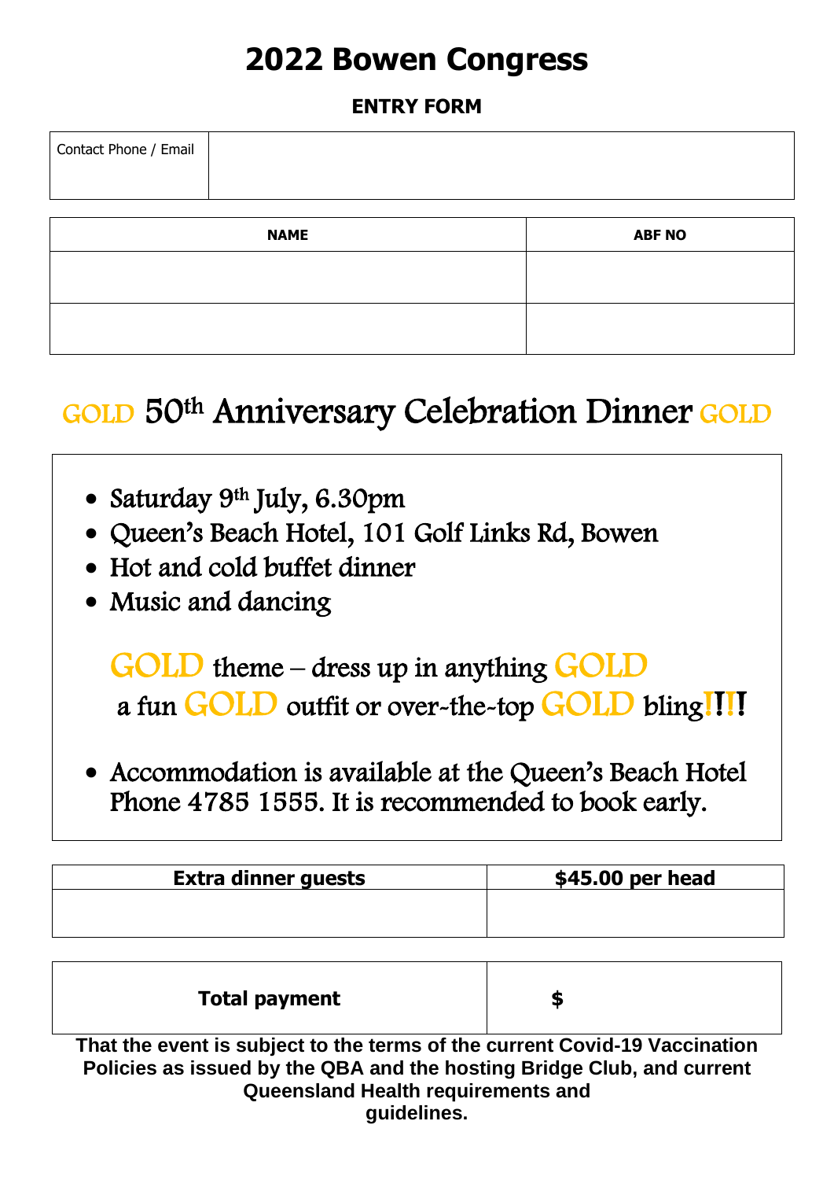# 2022 Bowen Congress

**ENTRY FORM**

| | |
|---|---|
| Contact Phone / Email | |

| NAME | ABF NO |
|---|---|
| | |
| | |

## GOLD 50th Anniversary Celebration Dinner GOLD

- Saturday 9th July, 6.30pm
- Queen's Beach Hotel, 101 Golf Links Rd, Bowen
- Hot and cold buffet dinner
- Music and dancing

GOLD theme – dress up in anything GOLD
a fun GOLD outfit or over-the-top GOLD bling!!!!

- Accommodation is available at the Queen's Beach Hotel Phone 4785 1555. It is recommended to book early.

| Extra dinner guests | $45.00 per head |
|---|---|
| | |

| | |
|---|---|
| **Total payment** | **$** |

**That the event is subject to the terms of the current Covid-19 Vaccination Policies as issued by the QBA and the hosting Bridge Club, and current Queensland Health requirements and guidelines.**